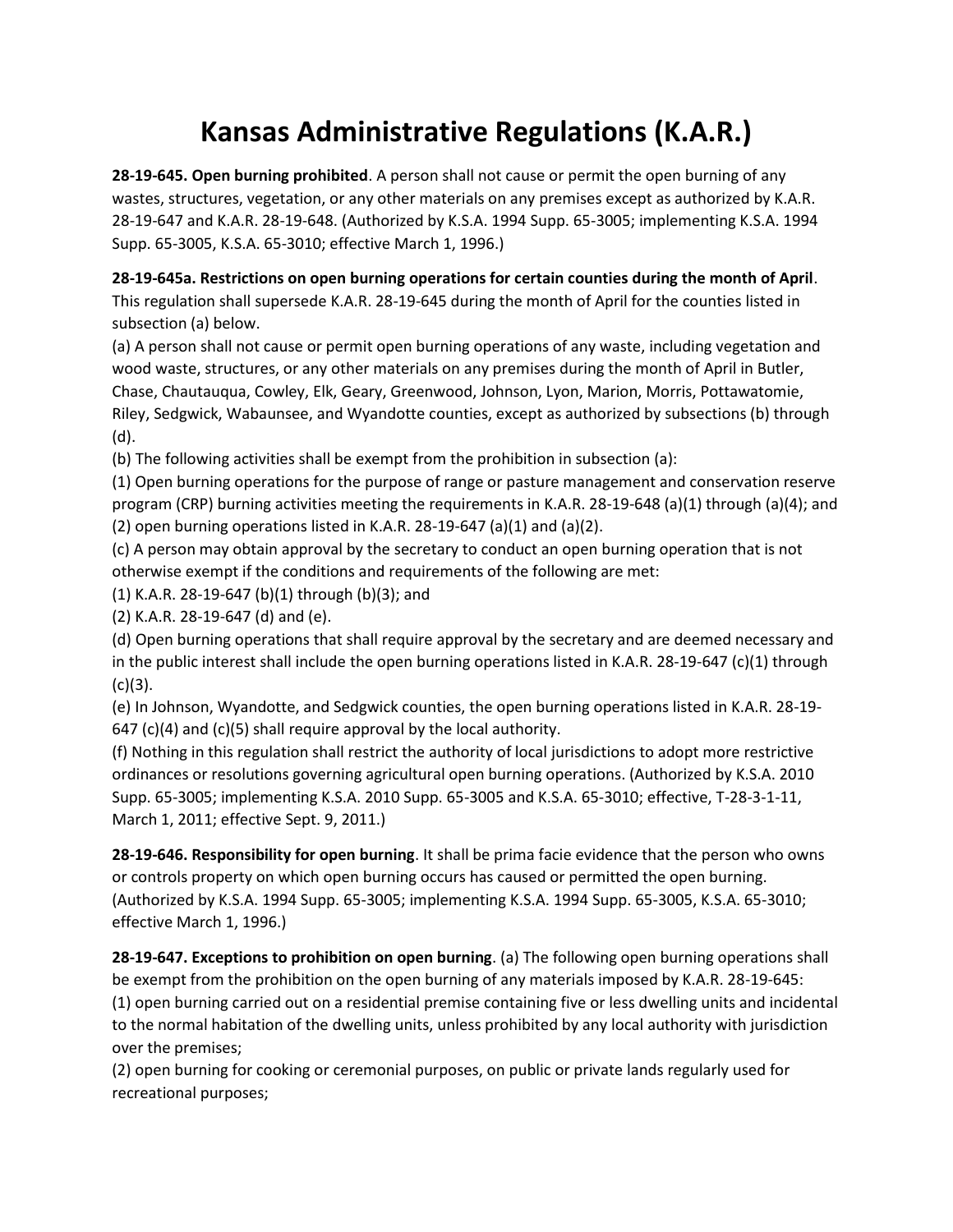# Kansas Administrative Regulations (K.A.R.)

**28-19-645. Open burning prohibited**. A person shall not cause or permit the open burning of any wastes, structures, vegetation, or any other materials on any premises except as authorized by K.A.R. 28-19-647 and K.A.R. 28-19-648. (Authorized by K.S.A. 1994 Supp. 65-3005; implementing K.S.A. 1994 Supp. 65-3005, K.S.A. 65-3010; effective March 1, 1996.)

**28-19-645a. Restrictions on open burning operations for certain counties during the month of April**. This regulation shall supersede K.A.R. 28-19-645 during the month of April for the counties listed in subsection (a) below.

(a) A person shall not cause or permit open burning operations of any waste, including vegetation and wood waste, structures, or any other materials on any premises during the month of April in Butler, Chase, Chautauqua, Cowley, Elk, Geary, Greenwood, Johnson, Lyon, Marion, Morris, Pottawatomie, Riley, Sedgwick, Wabaunsee, and Wyandotte counties, except as authorized by subsections (b) through (d).

(b) The following activities shall be exempt from the prohibition in subsection (a):

(1) Open burning operations for the purpose of range or pasture management and conservation reserve program (CRP) burning activities meeting the requirements in K.A.R. 28-19-648 (a)(1) through (a)(4); and

(2) open burning operations listed in K.A.R. 28-19-647 (a)(1) and (a)(2).

(c) A person may obtain approval by the secretary to conduct an open burning operation that is not otherwise exempt if the conditions and requirements of the following are met:

(1) K.A.R. 28-19-647 (b)(1) through (b)(3); and

(2) K.A.R. 28-19-647 (d) and (e).

(d) Open burning operations that shall require approval by the secretary and are deemed necessary and in the public interest shall include the open burning operations listed in K.A.R. 28-19-647 (c)(1) through (c)(3).

(e) In Johnson, Wyandotte, and Sedgwick counties, the open burning operations listed in K.A.R. 28-19-647 (c)(4) and (c)(5) shall require approval by the local authority.

(f) Nothing in this regulation shall restrict the authority of local jurisdictions to adopt more restrictive ordinances or resolutions governing agricultural open burning operations. (Authorized by K.S.A. 2010 Supp. 65-3005; implementing K.S.A. 2010 Supp. 65-3005 and K.S.A. 65-3010; effective, T-28-3-1-11, March 1, 2011; effective Sept. 9, 2011.)

**28-19-646. Responsibility for open burning**. It shall be prima facie evidence that the person who owns or controls property on which open burning occurs has caused or permitted the open burning. (Authorized by K.S.A. 1994 Supp. 65-3005; implementing K.S.A. 1994 Supp. 65-3005, K.S.A. 65-3010; effective March 1, 1996.)

**28-19-647. Exceptions to prohibition on open burning**. (a) The following open burning operations shall be exempt from the prohibition on the open burning of any materials imposed by K.A.R. 28-19-645:

(1) open burning carried out on a residential premise containing five or less dwelling units and incidental to the normal habitation of the dwelling units, unless prohibited by any local authority with jurisdiction over the premises;

(2) open burning for cooking or ceremonial purposes, on public or private lands regularly used for recreational purposes;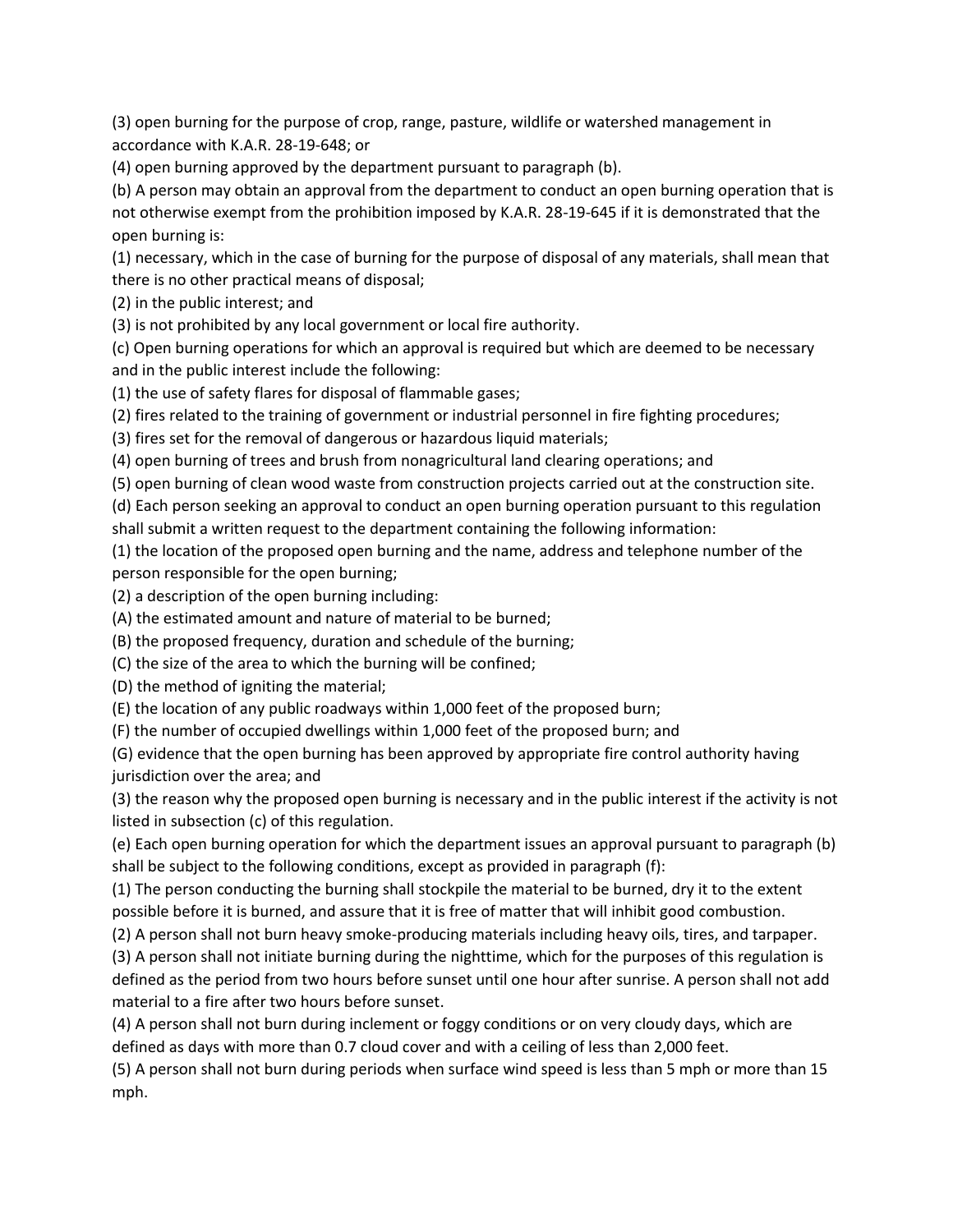(3) open burning for the purpose of crop, range, pasture, wildlife or watershed management in accordance with K.A.R. 28-19-648; or

(4) open burning approved by the department pursuant to paragraph (b).

(b) A person may obtain an approval from the department to conduct an open burning operation that is not otherwise exempt from the prohibition imposed by K.A.R. 28-19-645 if it is demonstrated that the open burning is:

(1) necessary, which in the case of burning for the purpose of disposal of any materials, shall mean that there is no other practical means of disposal;

(2) in the public interest; and

(3) is not prohibited by any local government or local fire authority.

(c) Open burning operations for which an approval is required but which are deemed to be necessary and in the public interest include the following:

(1) the use of safety flares for disposal of flammable gases;

(2) fires related to the training of government or industrial personnel in fire fighting procedures;

(3) fires set for the removal of dangerous or hazardous liquid materials;

(4) open burning of trees and brush from nonagricultural land clearing operations; and

(5) open burning of clean wood waste from construction projects carried out at the construction site.

(d) Each person seeking an approval to conduct an open burning operation pursuant to this regulation shall submit a written request to the department containing the following information:

(1) the location of the proposed open burning and the name, address and telephone number of the person responsible for the open burning;

(2) a description of the open burning including:

(A) the estimated amount and nature of material to be burned;

(B) the proposed frequency, duration and schedule of the burning;

(C) the size of the area to which the burning will be confined;

(D) the method of igniting the material;

(E) the location of any public roadways within 1,000 feet of the proposed burn;

(F) the number of occupied dwellings within 1,000 feet of the proposed burn; and

(G) evidence that the open burning has been approved by appropriate fire control authority having jurisdiction over the area; and

(3) the reason why the proposed open burning is necessary and in the public interest if the activity is not listed in subsection (c) of this regulation.

(e) Each open burning operation for which the department issues an approval pursuant to paragraph (b) shall be subject to the following conditions, except as provided in paragraph (f):

(1) The person conducting the burning shall stockpile the material to be burned, dry it to the extent possible before it is burned, and assure that it is free of matter that will inhibit good combustion.

(2) A person shall not burn heavy smoke-producing materials including heavy oils, tires, and tarpaper.

(3) A person shall not initiate burning during the nighttime, which for the purposes of this regulation is defined as the period from two hours before sunset until one hour after sunrise. A person shall not add material to a fire after two hours before sunset.

(4) A person shall not burn during inclement or foggy conditions or on very cloudy days, which are defined as days with more than 0.7 cloud cover and with a ceiling of less than 2,000 feet.

(5) A person shall not burn during periods when surface wind speed is less than 5 mph or more than 15 mph.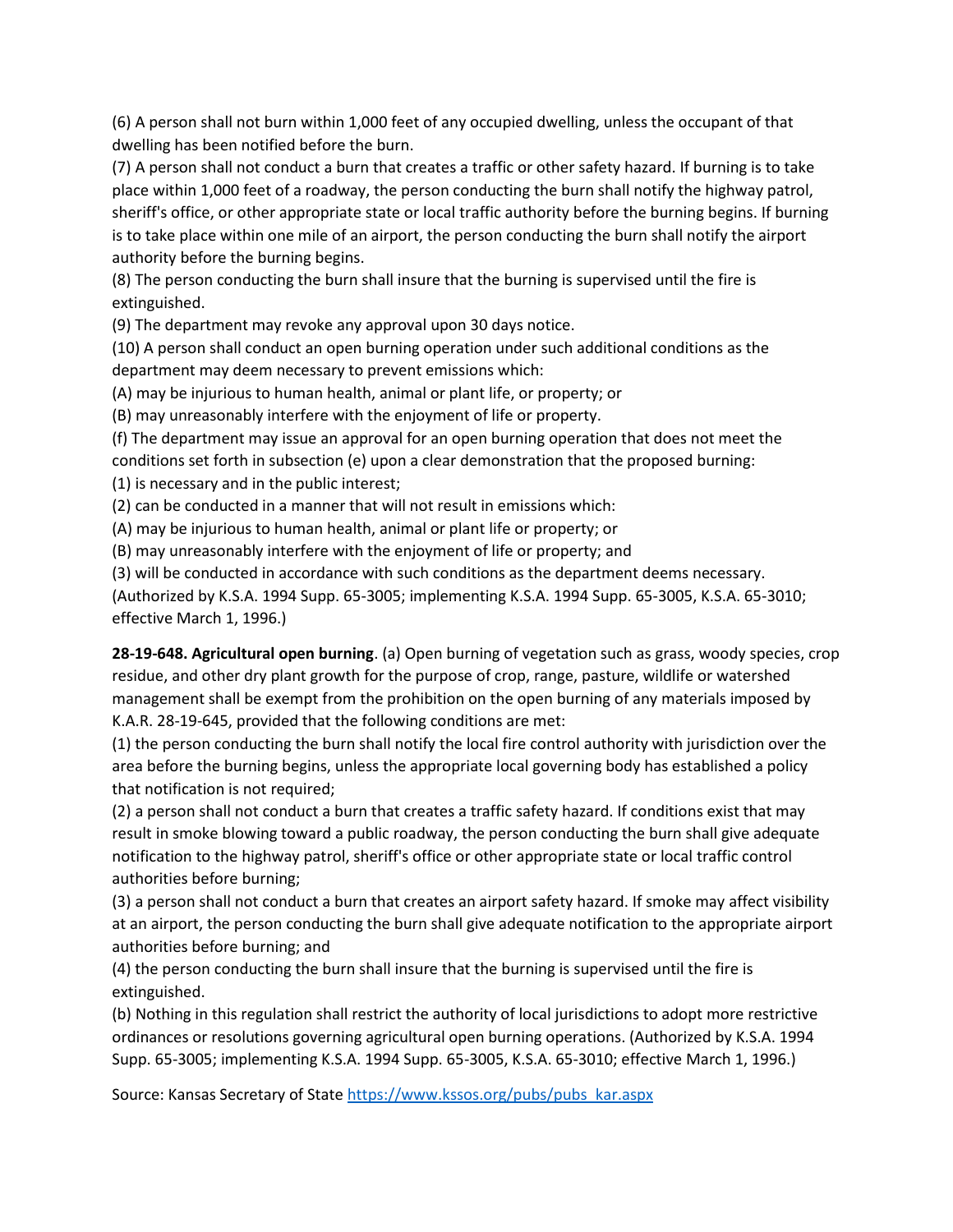(6) A person shall not burn within 1,000 feet of any occupied dwelling, unless the occupant of that dwelling has been notified before the burn.

(7) A person shall not conduct a burn that creates a traffic or other safety hazard. If burning is to take place within 1,000 feet of a roadway, the person conducting the burn shall notify the highway patrol, sheriff's office, or other appropriate state or local traffic authority before the burning begins. If burning is to take place within one mile of an airport, the person conducting the burn shall notify the airport authority before the burning begins.

(8) The person conducting the burn shall insure that the burning is supervised until the fire is extinguished.

(9) The department may revoke any approval upon 30 days notice.

(10) A person shall conduct an open burning operation under such additional conditions as the department may deem necessary to prevent emissions which:

(A) may be injurious to human health, animal or plant life, or property; or

(B) may unreasonably interfere with the enjoyment of life or property.

(f) The department may issue an approval for an open burning operation that does not meet the conditions set forth in subsection (e) upon a clear demonstration that the proposed burning:

(1) is necessary and in the public interest;

(2) can be conducted in a manner that will not result in emissions which:

(A) may be injurious to human health, animal or plant life or property; or

(B) may unreasonably interfere with the enjoyment of life or property; and

(3) will be conducted in accordance with such conditions as the department deems necessary.

(Authorized by K.S.A. 1994 Supp. 65-3005; implementing K.S.A. 1994 Supp. 65-3005, K.S.A. 65-3010; effective March 1, 1996.)

**28-19-648. Agricultural open burning**. (a) Open burning of vegetation such as grass, woody species, crop residue, and other dry plant growth for the purpose of crop, range, pasture, wildlife or watershed management shall be exempt from the prohibition on the open burning of any materials imposed by K.A.R. 28-19-645, provided that the following conditions are met:

(1) the person conducting the burn shall notify the local fire control authority with jurisdiction over the area before the burning begins, unless the appropriate local governing body has established a policy that notification is not required;

(2) a person shall not conduct a burn that creates a traffic safety hazard. If conditions exist that may result in smoke blowing toward a public roadway, the person conducting the burn shall give adequate notification to the highway patrol, sheriff's office or other appropriate state or local traffic control authorities before burning;

(3) a person shall not conduct a burn that creates an airport safety hazard. If smoke may affect visibility at an airport, the person conducting the burn shall give adequate notification to the appropriate airport authorities before burning; and

(4) the person conducting the burn shall insure that the burning is supervised until the fire is extinguished.

(b) Nothing in this regulation shall restrict the authority of local jurisdictions to adopt more restrictive ordinances or resolutions governing agricultural open burning operations. (Authorized by K.S.A. 1994 Supp. 65-3005; implementing K.S.A. 1994 Supp. 65-3005, K.S.A. 65-3010; effective March 1, 1996.)

Source: Kansas Secretary of State [https://www.kssos.org/pubs/pubs_kar.aspx](https://www.kssos.org/pubs/pubs_kar.aspx)